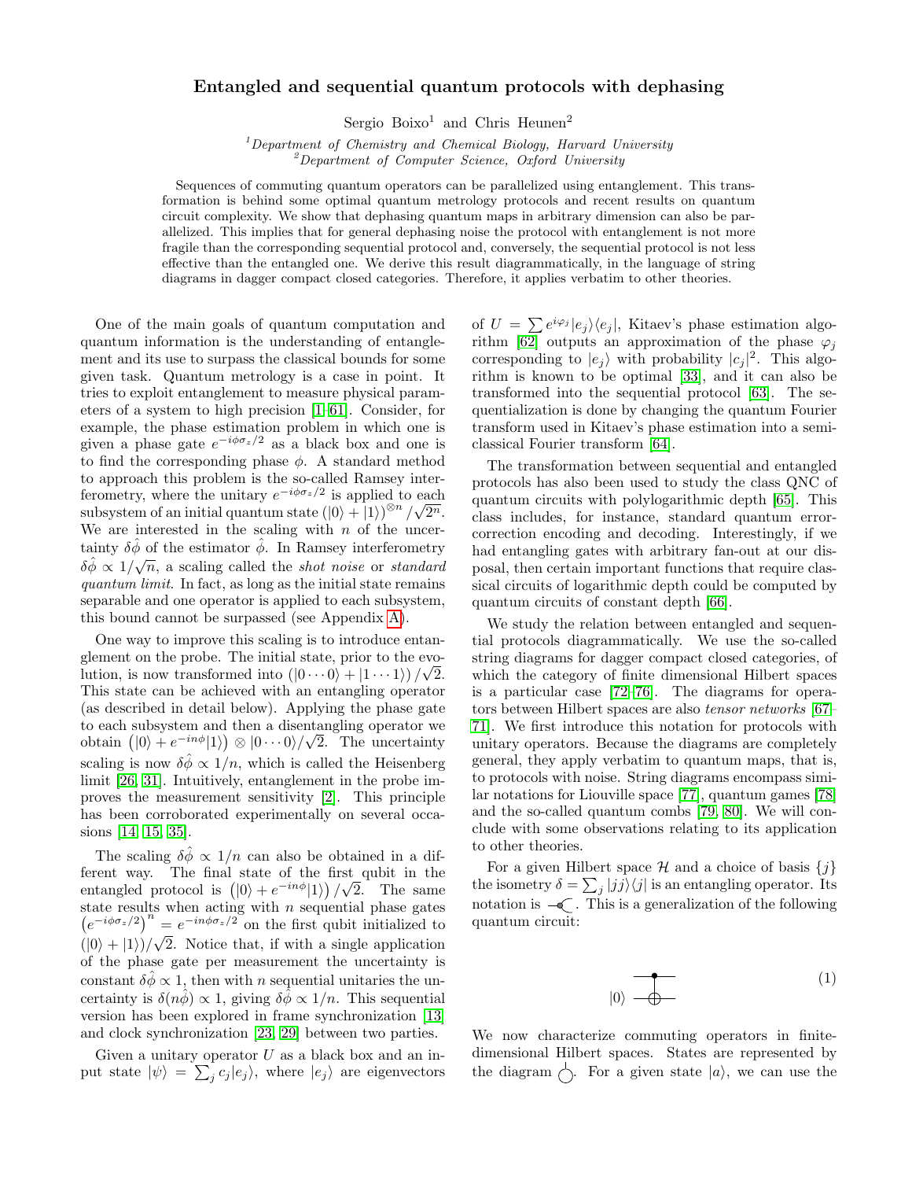# Entangled and sequential quantum protocols with dephasing

Sergio Boixo[1] and Chris Heunen[2]

[1] *Department of Chemistry and Chemical Biology, Harvard University*
[2] *Department of Computer Science, Oxford University*

Sequences of commuting quantum operators can be parallelized using entanglement. This transformation is behind some optimal quantum metrology protocols and recent results on quantum circuit complexity. We show that dephasing quantum maps in arbitrary dimension can also be parallelized. This implies that for general dephasing noise the protocol with entanglement is not more fragile than the corresponding sequential protocol and, conversely, the sequential protocol is not less effective than the entangled one. We derive this result diagrammatically, in the language of string diagrams in dagger compact closed categories. Therefore, it applies verbatim to other theories.

One of the main goals of quantum computation and quantum information is the understanding of entanglement and its use to surpass the classical bounds for some given task. Quantum metrology is a case in point. It tries to exploit entanglement to measure physical parameters of a system to high precision [1–61]. Consider, for example, the phase estimation problem in which one is given a phase gate $e^{-i\phi\sigma_z/2}$ as a black box and one is to find the corresponding phase $\phi$. A standard method to approach this problem is the so-called Ramsey interferometry, where the unitary $e^{-i\phi\sigma_z/2}$ is applied to each subsystem of an initial quantum state $(|0\rangle + |1\rangle)^{\otimes n}/\sqrt{2^n}$. We are interested in the scaling with $n$ of the uncertainty $\delta\hat{\phi}$ of the estimator $\hat{\phi}$. In Ramsey interferometry $\delta\hat{\phi} \propto 1/\sqrt{n}$, a scaling called the *shot noise* or *standard quantum limit*. In fact, as long as the initial state remains separable and one operator is applied to each subsystem, this bound cannot be surpassed (see Appendix A).

One way to improve this scaling is to introduce entanglement on the probe. The initial state, prior to the evolution, is now transformed into $(|0\cdots 0\rangle + |1\cdots 1\rangle)/\sqrt{2}$. This state can be achieved with an entangling operator (as described in detail below). Applying the phase gate to each subsystem and then a disentangling operator we obtain $(|0\rangle + e^{-in\phi}|1\rangle) \otimes |0\cdots 0\rangle/\sqrt{2}$. The uncertainty scaling is now $\delta\hat{\phi} \propto 1/n$, which is called the Heisenberg limit [26, 31]. Intuitively, entanglement in the probe improves the measurement sensitivity [2]. This principle has been corroborated experimentally on several occasions [14, 15, 35].

The scaling $\delta\hat{\phi} \propto 1/n$ can also be obtained in a different way. The final state of the first qubit in the entangled protocol is $(|0\rangle + e^{-in\phi}|1\rangle)/\sqrt{2}$. The same state results when acting with $n$ sequential phase gates $\left(e^{-i\phi\sigma_z/2}\right)^n = e^{-in\phi\sigma_z/2}$ on the first qubit initialized to $(|0\rangle + |1\rangle)/\sqrt{2}$. Notice that, if with a single application of the phase gate per measurement the uncertainty is constant $\delta\hat{\phi} \propto 1$, then with $n$ sequential unitaries the uncertainty is $\delta(\widehat{n\phi}) \propto 1$, giving $\delta\hat{\phi} \propto 1/n$. This sequential version has been explored in frame synchronization [13] and clock synchronization [23, 29] between two parties.

Given a unitary operator $U$ as a black box and an input state $|\psi\rangle = \sum_j c_j|e_j\rangle$, where $|e_j\rangle$ are eigenvectors of $U = \sum e^{i\varphi_j}|e_j\rangle\langle e_j|$, Kitaev's phase estimation algorithm [62] outputs an approximation of the phase $\varphi_j$ corresponding to $|e_j\rangle$ with probability $|c_j|^2$. This algorithm is known to be optimal [33], and it can also be transformed into the sequential protocol [63]. The sequentialization is done by changing the quantum Fourier transform used in Kitaev's phase estimation into a semiclassical Fourier transform [64].

The transformation between sequential and entangled protocols has also been used to study the class QNC of quantum circuits with polylogarithmic depth [65]. This class includes, for instance, standard quantum error-correction encoding and decoding. Interestingly, if we had entangling gates with arbitrary fan-out at our disposal, then certain important functions that require classical circuits of logarithmic depth could be computed by quantum circuits of constant depth [66].

We study the relation between entangled and sequential protocols diagrammatically. We use the so-called string diagrams for dagger compact closed categories, of which the category of finite dimensional Hilbert spaces is a particular case [72–76]. The diagrams for operators between Hilbert spaces are also *tensor networks* [67–71]. We first introduce this notation for protocols with unitary operators. Because the diagrams are completely general, they apply verbatim to quantum maps, that is, to protocols with noise. String diagrams encompass similar notations for Liouville space [77], quantum games [78] and the so-called quantum combs [79, 80]. We will conclude with some observations relating to its application to other theories.

For a given Hilbert space $\mathcal{H}$ and a choice of basis $\{j\}$ the isometry $\delta = \sum_j |jj\rangle\langle j|$ is an entangling operator. Its notation is —◀. This is a generalization of the following quantum circuit:

$$|0\rangle \text{ (CNOT: control on upper wire, target on lower wire initialized to } |0\rangle) \tag{1}$$

We now characterize commuting operators in finite-dimensional Hilbert spaces. States are represented by the diagram ○. For a given state $|a\rangle$, we can use the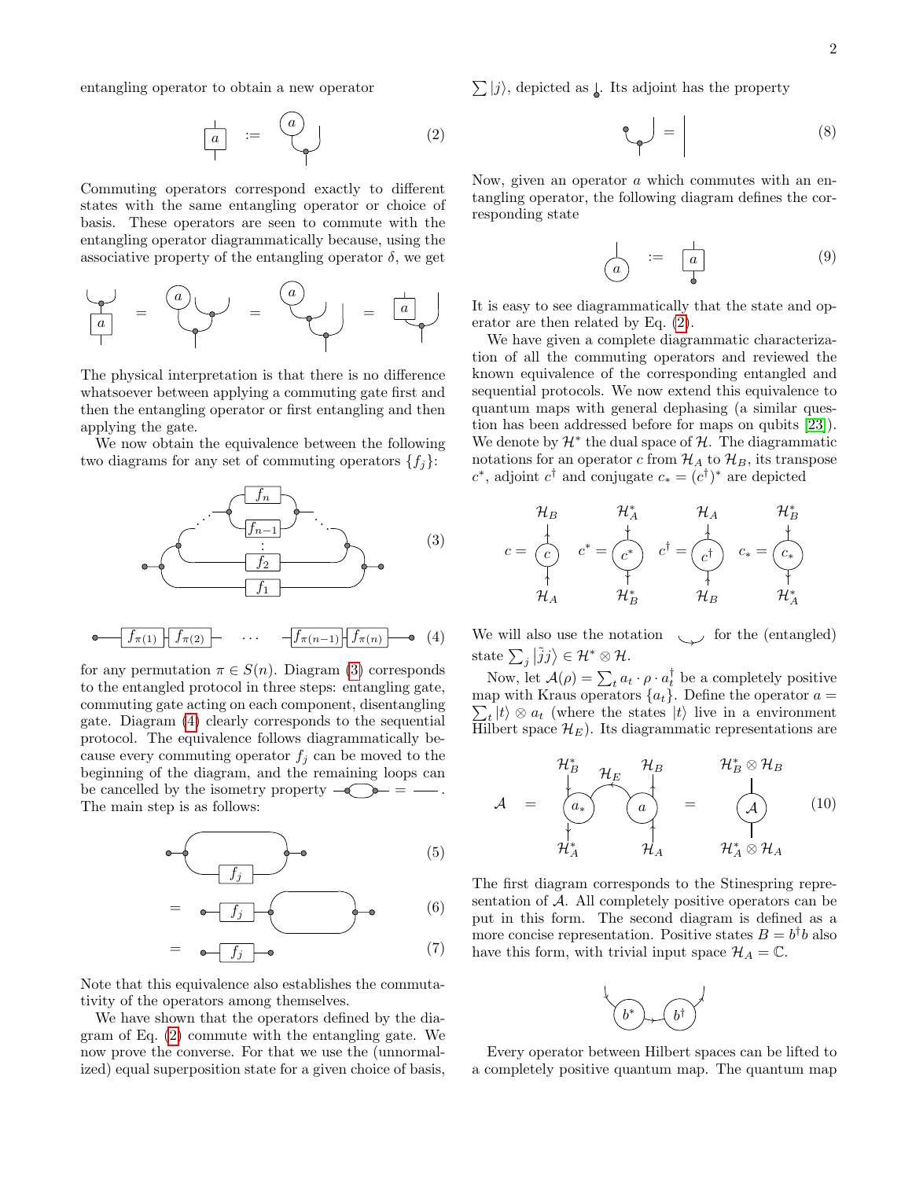entangling operator to obtain a new operator

$$(2)$$

Commuting operators correspond exactly to different states with the same entangling operator or choice of basis. These operators are seen to commute with the entangling operator diagrammatically because, using the associative property of the entangling operator $\delta$, we get

The physical interpretation is that there is no difference whatsoever between applying a commuting gate first and then the entangling operator or first entangling and then applying the gate.

We now obtain the equivalence between the following two diagrams for any set of commuting operators $\{f_j\}$:

$$(3)$$

$$(4)$$

for any permutation $\pi \in S(n)$. Diagram (3) corresponds to the entangled protocol in three steps: entangling gate, commuting gate acting on each component, disentangling gate. Diagram (4) clearly corresponds to the sequential protocol. The equivalence follows diagrammatically because every commuting operator $f_j$ can be moved to the beginning of the diagram, and the remaining loops can be cancelled by the isometry property. The main step is as follows:

$$(5)$$

$$= \quad (6)$$

$$= \quad (7)$$

Note that this equivalence also establishes the commutativity of the operators among themselves.

We have shown that the operators defined by the diagram of Eq. (2) commute with the entangling gate. We now prove the converse. For that we use the (unnormalized) equal superposition state for a given choice of basis, $\sum |j\rangle$. Its adjoint has the property

$$(8)$$

Now, given an operator $a$ which commutes with an entangling operator, the following diagram defines the corresponding state

$$(9)$$

It is easy to see diagrammatically that the state and operator are then related by Eq. (2).

We have given a complete diagrammatic characterization of all the commuting operators and reviewed the known equivalence of the corresponding entangled and sequential protocols. We now extend this equivalence to quantum maps with general dephasing (a similar question has been addressed before for maps on qubits [23]). We denote by $\mathcal{H}^*$ the dual space of $\mathcal{H}$. The diagrammatic notations for an operator $c$ from $\mathcal{H}_A$ to $\mathcal{H}_B$, its transpose $c^*$, adjoint $c^\dagger$ and conjugate $c_* = (c^\dagger)^*$ are depicted

We will also use the notation for the (entangled) state $\sum_j |\tilde{j}j\rangle \in \mathcal{H}^* \otimes \mathcal{H}$.

Now, let $\mathcal{A}(\rho) = \sum_t a_t \cdot \rho \cdot a_t^\dagger$ be a completely positive map with Kraus operators $\{a_t\}$. Define the operator $a = \sum_t |t\rangle \otimes a_t$ (where the states $|t\rangle$ live in a environment Hilbert space $\mathcal{H}_E$). Its diagrammatic representations are

$$(10)$$

The first diagram corresponds to the Stinespring representation of $\mathcal{A}$. All completely positive operators can be put in this form. The second diagram is defined as a more concise representation. Positive states $B = b^\dagger b$ also have this form, with trivial input space $\mathcal{H}_A = \mathbb{C}$.

Every operator between Hilbert spaces can be lifted to a completely positive quantum map. The quantum map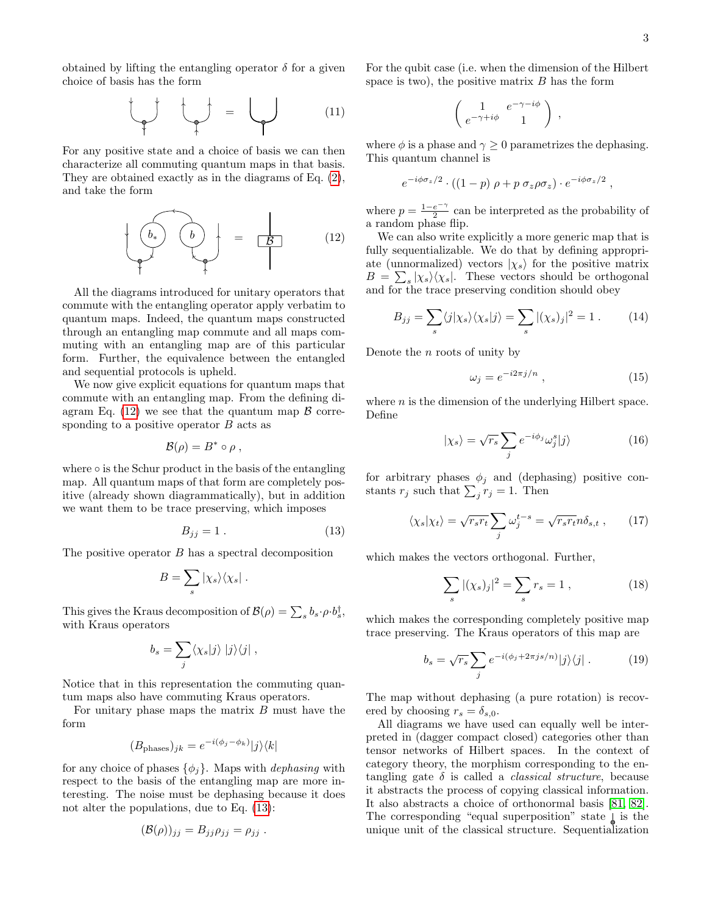obtained by lifting the entangling operator $\delta$ for a given choice of basis has the form

$$(11)$$

For any positive state and a choice of basis we can then characterize all commuting quantum maps in that basis. They are obtained exactly as in the diagrams of Eq. (2), and take the form

$$(12)$$

All the diagrams introduced for unitary operators that commute with the entangling operator apply verbatim to quantum maps. Indeed, the quantum maps constructed through an entangling map commute and all maps commuting with an entangling map are of this particular form. Further, the equivalence between the entangled and sequential protocols is upheld.

We now give explicit equations for quantum maps that commute with an entangling map. From the defining diagram Eq. (12) we see that the quantum map $\mathcal{B}$ corresponding to a positive operator $B$ acts as

$$\mathcal{B}(\rho) = B^* \circ \rho \ ,$$

where $\circ$ is the Schur product in the basis of the entangling map. All quantum maps of that form are completely positive (already shown diagrammatically), but in addition we want them to be trace preserving, which imposes

$$B_{jj} = 1 \ . \tag{13}$$

The positive operator $B$ has a spectral decomposition

$$B = \sum_s |\chi_s\rangle\langle\chi_s| \ .$$

This gives the Kraus decomposition of $\mathcal{B}(\rho) = \sum_s b_s \cdot \rho \cdot b_s^\dagger$, with Kraus operators

$$b_s = \sum_j \langle\chi_s|j\rangle \ |j\rangle\langle j| \ ,$$

Notice that in this representation the commuting quantum maps also have commuting Kraus operators.

For unitary phase maps the matrix $B$ must have the form

$$(B_{\text{phases}})_{jk} = e^{-i(\phi_j - \phi_k)}|j\rangle\langle k|$$

for any choice of phases $\{\phi_j\}$. Maps with *dephasing* with respect to the basis of the entangling map are more interesting. The noise must be dephasing because it does not alter the populations, due to Eq. (13):

$$(\mathcal{B}(\rho))_{jj} = B_{jj}\rho_{jj} = \rho_{jj} \ .$$

For the qubit case (i.e. when the dimension of the Hilbert space is two), the positive matrix $B$ has the form

$$\begin{pmatrix} 1 & e^{-\gamma - i\phi} \\ e^{-\gamma + i\phi} & 1 \end{pmatrix} ,$$

where $\phi$ is a phase and $\gamma \geq 0$ parametrizes the dephasing. This quantum channel is

$$e^{-i\phi\sigma_z/2} \cdot ((1-p)\ \rho + p\ \sigma_z \rho \sigma_z) \cdot e^{-i\phi\sigma_z/2} \ ,$$

where $p = \frac{1-e^{-\gamma}}{2}$ can be interpreted as the probability of a random phase flip.

We can also write explicitly a more generic map that is fully sequentializable. We do that by defining appropriate (unnormalized) vectors $|\chi_s\rangle$ for the positive matrix $B = \sum_s |\chi_s\rangle\langle\chi_s|$. These vectors should be orthogonal and for the trace preserving condition should obey

$$B_{jj} = \sum_s \langle j|\chi_s\rangle\langle\chi_s|j\rangle = \sum_s |(\chi_s)_j|^2 = 1 \ . \tag{14}$$

Denote the $n$ roots of unity by

$$\omega_j = e^{-i2\pi j/n} \ , \tag{15}$$

where $n$ is the dimension of the underlying Hilbert space. Define

$$|\chi_s\rangle = \sqrt{r_s} \sum_j e^{-i\phi_j} \omega_j^s |j\rangle \tag{16}$$

for arbitrary phases $\phi_j$ and (dephasing) positive constants $r_j$ such that $\sum_j r_j = 1$. Then

$$\langle\chi_s|\chi_t\rangle = \sqrt{r_s r_t} \sum_j \omega_j^{t-s} = \sqrt{r_s r_t}\, n \delta_{s,t} \ , \tag{17}$$

which makes the vectors orthogonal. Further,

$$\sum_s |(\chi_s)_j|^2 = \sum_s r_s = 1 \ , \tag{18}$$

which makes the corresponding completely positive map trace preserving. The Kraus operators of this map are

$$b_s = \sqrt{r_s} \sum_j e^{-i(\phi_j + 2\pi j s/n)} |j\rangle\langle j| \ . \tag{19}$$

The map without dephasing (a pure rotation) is recovered by choosing $r_s = \delta_{s,0}$.

All diagrams we have used can equally well be interpreted in (dagger compact closed) categories other than tensor networks of Hilbert spaces. In the context of category theory, the morphism corresponding to the entangling gate $\delta$ is called a *classical structure*, because it abstracts the process of copying classical information. It also abstracts a choice of orthonormal basis [81, 82]. The corresponding "equal superposition" state is the unique unit of the classical structure. Sequentialization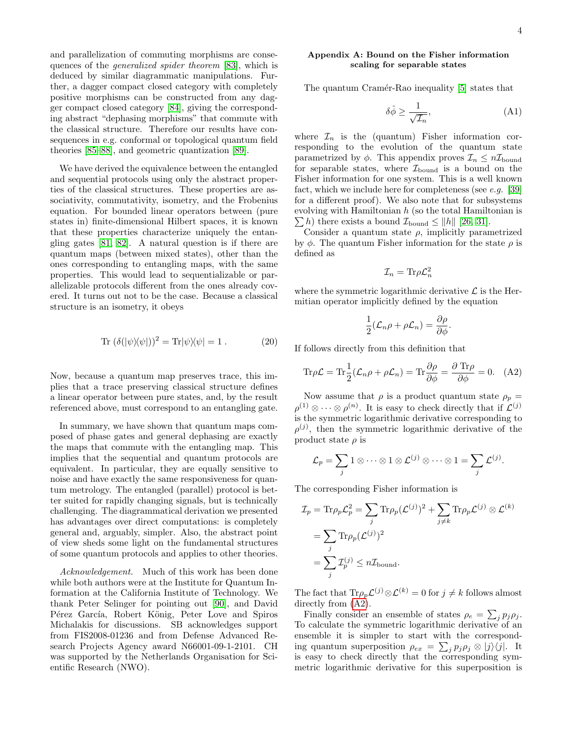and parallelization of commuting morphisms are consequences of the *generalized spider theorem* [83], which is deduced by similar diagrammatic manipulations. Further, a dagger compact closed category with completely positive morphisms can be constructed from any dagger compact closed category [84], giving the corresponding abstract "dephasing morphisms" that commute with the classical structure. Therefore our results have consequences in e.g. conformal or topological quantum field theories [85–88], and geometric quantization [89].

We have derived the equivalence between the entangled and sequential protocols using only the abstract properties of the classical structures. These properties are associativity, commutativity, isometry, and the Frobenius equation. For bounded linear operators between (pure states in) finite-dimensional Hilbert spaces, it is known that these properties characterize uniquely the entangling gates [81, 82]. A natural question is if there are quantum maps (between mixed states), other than the ones corresponding to entangling maps, with the same properties. This would lead to sequentializable or parallelizable protocols different from the ones already covered. It turns out not to be the case. Because a classical structure is an isometry, it obeys

$$\mathrm{Tr}\ (\delta(|\psi\rangle\langle\psi|))^2 = \mathrm{Tr}|\psi\rangle\langle\psi| = 1\ . \tag{20}$$

Now, because a quantum map preserves trace, this implies that a trace preserving classical structure defines a linear operator between pure states, and, by the result referenced above, must correspond to an entangling gate.

In summary, we have shown that quantum maps composed of phase gates and general dephasing are exactly the maps that commute with the entangling map. This implies that the sequential and quantum protocols are equivalent. In particular, they are equally sensitive to noise and have exactly the same responsiveness for quantum metrology. The entangled (parallel) protocol is better suited for rapidly changing signals, but is technically challenging. The diagrammatical derivation we presented has advantages over direct computations: is completely general and, arguably, simpler. Also, the abstract point of view sheds some light on the fundamental structures of some quantum protocols and applies to other theories.

*Acknowledgement.* Much of this work has been done while both authors were at the Institute for Quantum Information at the California Institute of Technology. We thank Peter Selinger for pointing out [90], and David Pérez García, Robert König, Peter Love and Spiros Michalakis for discussions. SB acknowledges support from FIS2008-01236 and from Defense Advanced Research Projects Agency award N66001-09-1-2101. CH was supported by the Netherlands Organisation for Scientific Research (NWO).

## Appendix A: Bound on the Fisher information scaling for separable states

The quantum Cramér-Rao inequality [5] states that

$$\delta\hat{\phi} \geq \frac{1}{\sqrt{\mathcal{I}_n}}, \tag{A1}$$

where $\mathcal{I}_n$ is the (quantum) Fisher information corresponding to the evolution of the quantum state parametrized by $\phi$. This appendix proves $\mathcal{I}_n \leq n\mathcal{I}_{\mathrm{bound}}$ for separable states, where $\mathcal{I}_{\mathrm{bound}}$ is a bound on the Fisher information for one system. This is a well known fact, which we include here for completeness (see *e.g.* [39] for a different proof). We also note that for subsystems evolving with Hamiltonian $h$ (so the total Hamiltonian is $\sum h$) there exists a bound $\mathcal{I}_{\mathrm{bound}} \leq \|h\|$ [26, 31].

Consider a quantum state $\rho$, implicitly parametrized by $\phi$. The quantum Fisher information for the state $\rho$ is defined as

$$\mathcal{I}_n = \mathrm{Tr}\rho\mathcal{L}_n^2$$

where the symmetric logarithmic derivative $\mathcal{L}$ is the Hermitian operator implicitly defined by the equation

$$\frac{1}{2}(\mathcal{L}_n\rho + \rho\mathcal{L}_n) = \frac{\partial\rho}{\partial\phi}.$$

If follows directly from this definition that

$$\mathrm{Tr}\rho\mathcal{L} = \mathrm{Tr}\frac{1}{2}(\mathcal{L}_n\rho + \rho\mathcal{L}_n) = \mathrm{Tr}\frac{\partial\rho}{\partial\phi} = \frac{\partial\ \mathrm{Tr}\rho}{\partial\phi} = 0. \tag{A2}$$

Now assume that $\rho$ is a product quantum state $\rho_p = \rho^{(1)} \otimes \cdots \otimes \rho^{(n)}$. It is easy to check directly that if $\mathcal{L}^{(j)}$ is the symmetric logarithmic derivative corresponding to $\rho^{(j)}$, then the symmetric logarithmic derivative of the product state $\rho$ is

$$\mathcal{L}_p = \sum_j 1 \otimes \cdots \otimes 1 \otimes \mathcal{L}^{(j)} \otimes \cdots \otimes 1 = \sum_j \mathcal{L}^{(j)}.$$

The corresponding Fisher information is

$$\begin{aligned}
\mathcal{I}_p = \mathrm{Tr}\rho_p\mathcal{L}_p^2 &= \sum_j \mathrm{Tr}\rho_p(\mathcal{L}^{(j)})^2 + \sum_{j\neq k}\mathrm{Tr}\rho_p\mathcal{L}^{(j)}\otimes\mathcal{L}^{(k)} \\
&= \sum_j \mathrm{Tr}\rho_p(\mathcal{L}^{(j)})^2 \\
&= \sum_j \mathcal{I}_p^{(j)} \leq n\mathcal{I}_{\mathrm{bound}}.
\end{aligned}$$

The fact that $\mathrm{Tr}\rho_p\mathcal{L}^{(j)}\otimes\mathcal{L}^{(k)} = 0$ for $j \neq k$ follows almost directly from (A2).

Finally consider an ensemble of states $\rho_e = \sum_j p_j\rho_j$. To calculate the symmetric logarithmic derivative of an ensemble it is simpler to start with the corresponding quantum superposition $\rho_{ex} = \sum_j p_j\rho_j \otimes |j\rangle\langle j|$. It is easy to check directly that the corresponding symmetric logarithmic derivative for this superposition is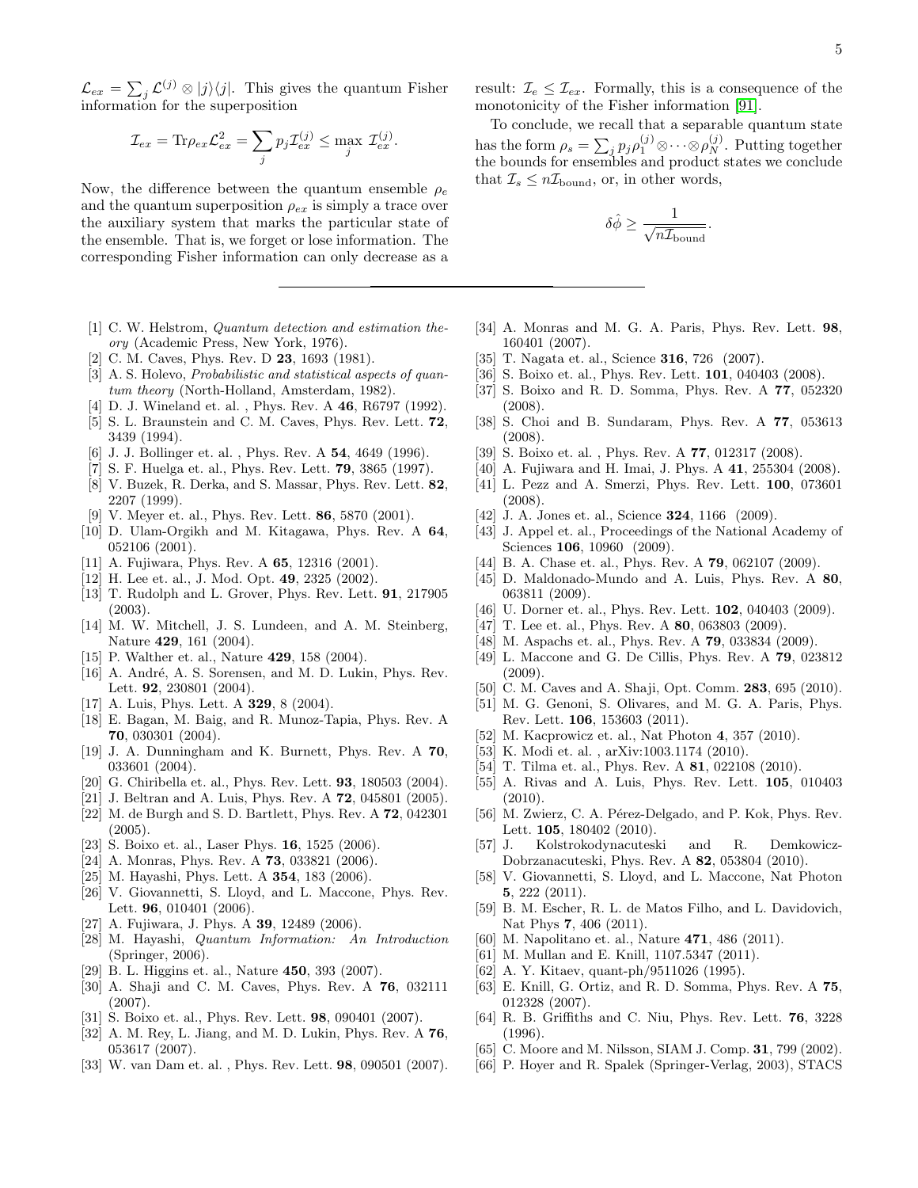$\mathcal{L}_{ex} = \sum_j \mathcal{L}^{(j)} \otimes |j\rangle\langle j|$. This gives the quantum Fisher information for the superposition

$$\mathcal{I}_{ex} = \mathrm{Tr}\rho_{ex}\mathcal{L}_{ex}^2 = \sum_j p_j \mathcal{I}_{ex}^{(j)} \leq \max_j \mathcal{I}_{ex}^{(j)}.$$

Now, the difference between the quantum ensemble $\rho_e$ and the quantum superposition $\rho_{ex}$ is simply a trace over the auxiliary system that marks the particular state of the ensemble. That is, we forget or lose information. The corresponding Fisher information can only decrease as a result: $\mathcal{I}_e \leq \mathcal{I}_{ex}$. Formally, this is a consequence of the monotonicity of the Fisher information [91].

To conclude, we recall that a separable quantum state has the form $\rho_s = \sum_j p_j \rho_1^{(j)} \otimes \cdots \otimes \rho_N^{(j)}$. Putting together the bounds for ensembles and product states we conclude that $\mathcal{I}_s \leq n\mathcal{I}_{\text{bound}}$, or, in other words,

$$\delta\hat{\phi} \geq \frac{1}{\sqrt{n\mathcal{I}_{\text{bound}}}}.$$

---

[1] C. W. Helstrom, *Quantum detection and estimation theory* (Academic Press, New York, 1976).
[2] C. M. Caves, Phys. Rev. D **23**, 1693 (1981).
[3] A. S. Holevo, *Probabilistic and statistical aspects of quantum theory* (North-Holland, Amsterdam, 1982).
[4] D. J. Wineland et. al. , Phys. Rev. A **46**, R6797 (1992).
[5] S. L. Braunstein and C. M. Caves, Phys. Rev. Lett. **72**, 3439 (1994).
[6] J. J. Bollinger et. al. , Phys. Rev. A **54**, 4649 (1996).
[7] S. F. Huelga et. al., Phys. Rev. Lett. **79**, 3865 (1997).
[8] V. Buzek, R. Derka, and S. Massar, Phys. Rev. Lett. **82**, 2207 (1999).
[9] V. Meyer et. al., Phys. Rev. Lett. **86**, 5870 (2001).
[10] D. Ulam-Orgikh and M. Kitagawa, Phys. Rev. A **64**, 052106 (2001).
[11] A. Fujiwara, Phys. Rev. A **65**, 12316 (2001).
[12] H. Lee et. al., J. Mod. Opt. **49**, 2325 (2002).
[13] T. Rudolph and L. Grover, Phys. Rev. Lett. **91**, 217905 (2003).
[14] M. W. Mitchell, J. S. Lundeen, and A. M. Steinberg, Nature **429**, 161 (2004).
[15] P. Walther et. al., Nature **429**, 158 (2004).
[16] A. André, A. S. Sorensen, and M. D. Lukin, Phys. Rev. Lett. **92**, 230801 (2004).
[17] A. Luis, Phys. Lett. A **329**, 8 (2004).
[18] E. Bagan, M. Baig, and R. Munoz-Tapia, Phys. Rev. A **70**, 030301 (2004).
[19] J. A. Dunningham and K. Burnett, Phys. Rev. A **70**, 033601 (2004).
[20] G. Chiribella et. al., Phys. Rev. Lett. **93**, 180503 (2004).
[21] J. Beltran and A. Luis, Phys. Rev. A **72**, 045801 (2005).
[22] M. de Burgh and S. D. Bartlett, Phys. Rev. A **72**, 042301 (2005).
[23] S. Boixo et. al., Laser Phys. **16**, 1525 (2006).
[24] A. Monras, Phys. Rev. A **73**, 033821 (2006).
[25] M. Hayashi, Phys. Lett. A **354**, 183 (2006).
[26] V. Giovannetti, S. Lloyd, and L. Maccone, Phys. Rev. Lett. **96**, 010401 (2006).
[27] A. Fujiwara, J. Phys. A **39**, 12489 (2006).
[28] M. Hayashi, *Quantum Information: An Introduction* (Springer, 2006).
[29] B. L. Higgins et. al., Nature **450**, 393 (2007).
[30] A. Shaji and C. M. Caves, Phys. Rev. A **76**, 032111 (2007).
[31] S. Boixo et. al., Phys. Rev. Lett. **98**, 090401 (2007).
[32] A. M. Rey, L. Jiang, and M. D. Lukin, Phys. Rev. A **76**, 053617 (2007).
[33] W. van Dam et. al. , Phys. Rev. Lett. **98**, 090501 (2007).
[34] A. Monras and M. G. A. Paris, Phys. Rev. Lett. **98**, 160401 (2007).
[35] T. Nagata et. al., Science **316**, 726 (2007).
[36] S. Boixo et. al., Phys. Rev. Lett. **101**, 040403 (2008).
[37] S. Boixo and R. D. Somma, Phys. Rev. A **77**, 052320 (2008).
[38] S. Choi and B. Sundaram, Phys. Rev. A **77**, 053613 (2008).
[39] S. Boixo et. al. , Phys. Rev. A **77**, 012317 (2008).
[40] A. Fujiwara and H. Imai, J. Phys. A **41**, 255304 (2008).
[41] L. Pezz and A. Smerzi, Phys. Rev. Lett. **100**, 073601 (2008).
[42] J. A. Jones et. al., Science **324**, 1166 (2009).
[43] J. Appel et. al., Proceedings of the National Academy of Sciences **106**, 10960 (2009).
[44] B. A. Chase et. al., Phys. Rev. A **79**, 062107 (2009).
[45] D. Maldonado-Mundo and A. Luis, Phys. Rev. A **80**, 063811 (2009).
[46] U. Dorner et. al., Phys. Rev. Lett. **102**, 040403 (2009).
[47] T. Lee et. al., Phys. Rev. A **80**, 063803 (2009).
[48] M. Aspachs et. al., Phys. Rev. A **79**, 033834 (2009).
[49] L. Maccone and G. De Cillis, Phys. Rev. A **79**, 023812 (2009).
[50] C. M. Caves and A. Shaji, Opt. Comm. **283**, 695 (2010).
[51] M. G. Genoni, S. Olivares, and M. G. A. Paris, Phys. Rev. Lett. **106**, 153603 (2011).
[52] M. Kacprowicz et. al., Nat Photon **4**, 357 (2010).
[53] K. Modi et. al. , arXiv:1003.1174 (2010).
[54] T. Tilma et. al., Phys. Rev. A **81**, 022108 (2010).
[55] A. Rivas and A. Luis, Phys. Rev. Lett. **105**, 010403 (2010).
[56] M. Zwierz, C. A. Pérez-Delgado, and P. Kok, Phys. Rev. Lett. **105**, 180402 (2010).
[57] J. Kolstrokodynacuteski and R. Demkowicz-Dobrzanacuteski, Phys. Rev. A **82**, 053804 (2010).
[58] V. Giovannetti, S. Lloyd, and L. Maccone, Nat Photon **5**, 222 (2011).
[59] B. M. Escher, R. L. de Matos Filho, and L. Davidovich, Nat Phys **7**, 406 (2011).
[60] M. Napolitano et. al., Nature **471**, 486 (2011).
[61] M. Mullan and E. Knill, 1107.5347 (2011).
[62] A. Y. Kitaev, quant-ph/9511026 (1995).
[63] E. Knill, G. Ortiz, and R. D. Somma, Phys. Rev. A **75**, 012328 (2007).
[64] R. B. Griffiths and C. Niu, Phys. Rev. Lett. **76**, 3228 (1996).
[65] C. Moore and M. Nilsson, SIAM J. Comp. **31**, 799 (2002).
[66] P. Hoyer and R. Spalek (Springer-Verlag, 2003), STACS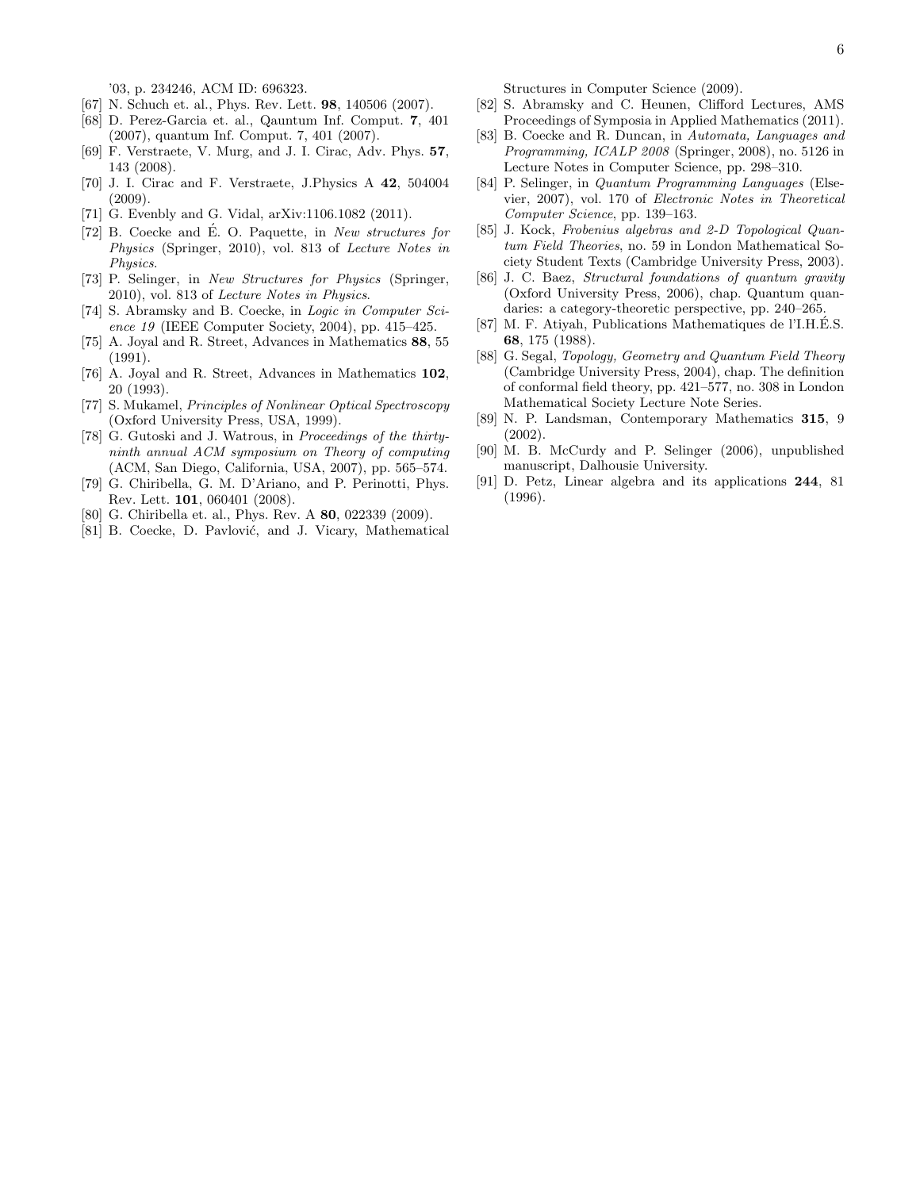'03, p. 234246, ACM ID: 696323.

[67] N. Schuch et. al., Phys. Rev. Lett. **98**, 140506 (2007).

[68] D. Perez-Garcia et. al., Qauntum Inf. Comput. **7**, 401 (2007), quantum Inf. Comput. 7, 401 (2007).

[69] F. Verstraete, V. Murg, and J. I. Cirac, Adv. Phys. **57**, 143 (2008).

[70] J. I. Cirac and F. Verstraete, J.Physics A **42**, 504004 (2009).

[71] G. Evenbly and G. Vidal, arXiv:1106.1082 (2011).

[72] B. Coecke and É. O. Paquette, in *New structures for Physics* (Springer, 2010), vol. 813 of *Lecture Notes in Physics*.

[73] P. Selinger, in *New Structures for Physics* (Springer, 2010), vol. 813 of *Lecture Notes in Physics*.

[74] S. Abramsky and B. Coecke, in *Logic in Computer Science 19* (IEEE Computer Society, 2004), pp. 415–425.

[75] A. Joyal and R. Street, Advances in Mathematics **88**, 55 (1991).

[76] A. Joyal and R. Street, Advances in Mathematics **102**, 20 (1993).

[77] S. Mukamel, *Principles of Nonlinear Optical Spectroscopy* (Oxford University Press, USA, 1999).

[78] G. Gutoski and J. Watrous, in *Proceedings of the thirty-ninth annual ACM symposium on Theory of computing* (ACM, San Diego, California, USA, 2007), pp. 565–574.

[79] G. Chiribella, G. M. D'Ariano, and P. Perinotti, Phys. Rev. Lett. **101**, 060401 (2008).

[80] G. Chiribella et. al., Phys. Rev. A **80**, 022339 (2009).

[81] B. Coecke, D. Pavlović, and J. Vicary, Mathematical Structures in Computer Science (2009).

[82] S. Abramsky and C. Heunen, Clifford Lectures, AMS Proceedings of Symposia in Applied Mathematics (2011).

[83] B. Coecke and R. Duncan, in *Automata, Languages and Programming, ICALP 2008* (Springer, 2008), no. 5126 in Lecture Notes in Computer Science, pp. 298–310.

[84] P. Selinger, in *Quantum Programming Languages* (Elsevier, 2007), vol. 170 of *Electronic Notes in Theoretical Computer Science*, pp. 139–163.

[85] J. Kock, *Frobenius algebras and 2-D Topological Quantum Field Theories*, no. 59 in London Mathematical Society Student Texts (Cambridge University Press, 2003).

[86] J. C. Baez, *Structural foundations of quantum gravity* (Oxford University Press, 2006), chap. Quantum quandaries: a category-theoretic perspective, pp. 240–265.

[87] M. F. Atiyah, Publications Mathematiques de l'I.H.É.S. **68**, 175 (1988).

[88] G. Segal, *Topology, Geometry and Quantum Field Theory* (Cambridge University Press, 2004), chap. The definition of conformal field theory, pp. 421–577, no. 308 in London Mathematical Society Lecture Note Series.

[89] N. P. Landsman, Contemporary Mathematics **315**, 9 (2002).

[90] M. B. McCurdy and P. Selinger (2006), unpublished manuscript, Dalhousie University.

[91] D. Petz, Linear algebra and its applications **244**, 81 (1996).